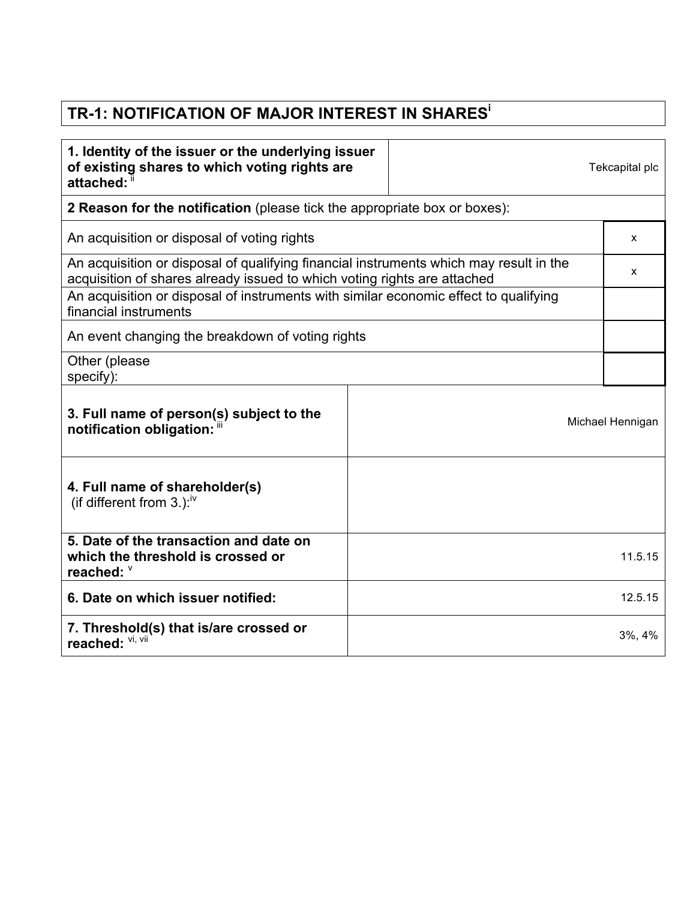# TR-1: NOTIFICATION OF MAJOR INTEREST IN SHARES[i]

| **1. Identity of the issuer or the underlying issuer of existing shares to which voting rights are attached:** [ii] | Tekcapital plc |
|---|---|
| **2 Reason for the notification** (please tick the appropriate box or boxes): | |
| An acquisition or disposal of voting rights | x |
| An acquisition or disposal of qualifying financial instruments which may result in the acquisition of shares already issued to which voting rights are attached | x |
| An acquisition or disposal of instruments with similar economic effect to qualifying financial instruments | |
| An event changing the breakdown of voting rights | |
| Other (please specify): | |
| **3. Full name of person(s) subject to the notification obligation:** [iii] | Michael Hennigan |
| **4. Full name of shareholder(s)** (if different from 3.):[iv] | |
| **5. Date of the transaction and date on which the threshold is crossed or reached:** [v] | 11.5.15 |
| **6. Date on which issuer notified:** | 12.5.15 |
| **7. Threshold(s) that is/are crossed or reached:** [vi, vii] | 3%, 4% |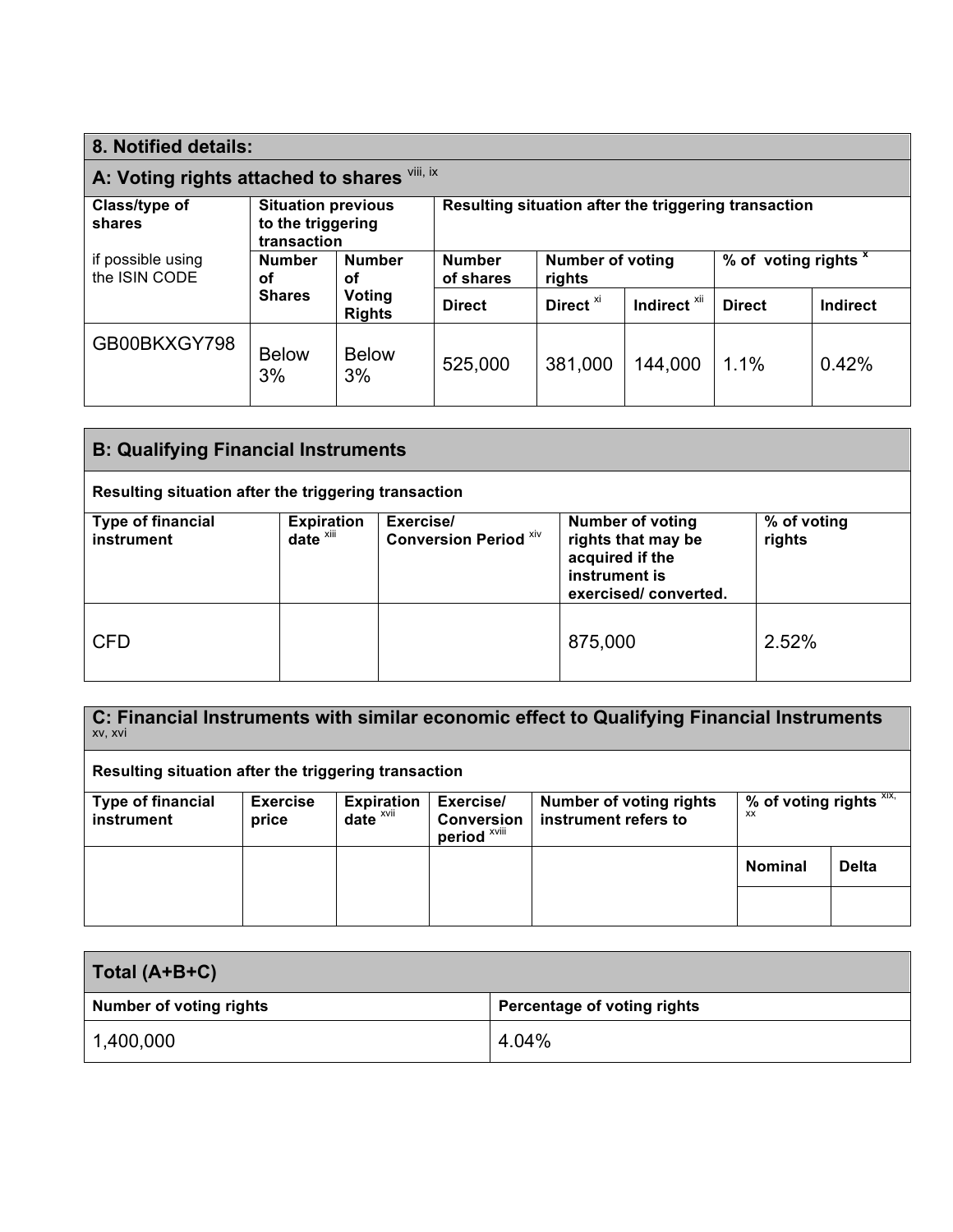## 8. Notified details:

### A: Voting rights attached to shares [viii, ix]

| Class/type of shares<br><br>if possible using the ISIN CODE | Situation previous to the triggering transaction | | Resulting situation after the triggering transaction | | | | |
|---|---|---|---|---|---|---|---|
| | Number of Shares | Number of Voting Rights | Number of shares | Number of voting rights | | % of voting rights [x] | |
| | | | Direct | Direct [xi] | Indirect [xii] | Direct | Indirect |
| GB00BKXGY798 | Below 3% | Below 3% | 525,000 | 381,000 | 144,000 | 1.1% | 0.42% |

### B: Qualifying Financial Instruments

**Resulting situation after the triggering transaction**

| Type of financial instrument | Expiration date [xiii] | Exercise/ Conversion Period [xiv] | Number of voting rights that may be acquired if the instrument is exercised/ converted. | % of voting rights |
|---|---|---|---|---|
| CFD | | | 875,000 | 2.52% |

### C: Financial Instruments with similar economic effect to Qualifying Financial Instruments [xv, xvi]

**Resulting situation after the triggering transaction**

| Type of financial instrument | Exercise price | Expiration date [xvii] | Exercise/ Conversion period [xviii] | Number of voting rights instrument refers to | % of voting rights [xix, xx] | |
|---|---|---|---|---|---|---|
| | | | | | Nominal | Delta |
| | | | | | | |

| Total (A+B+C) | |
|---|---|
| **Number of voting rights** | **Percentage of voting rights** |
| 1,400,000 | 4.04% |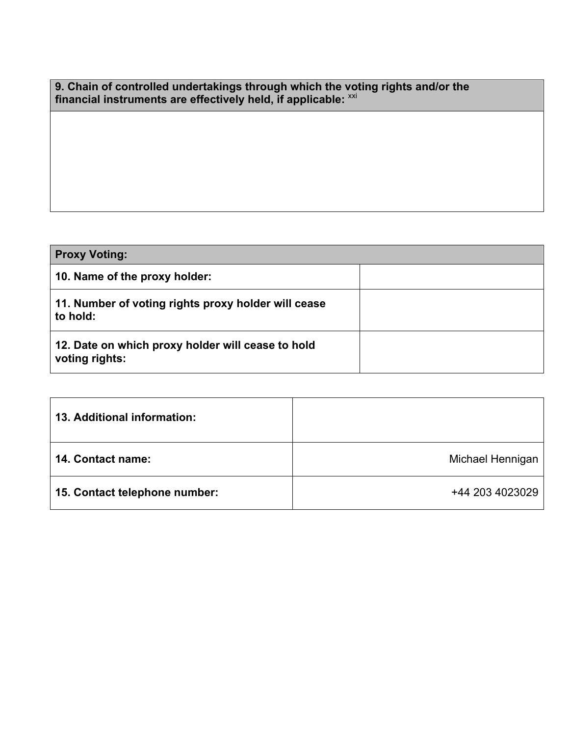| 9. Chain of controlled undertakings through which the voting rights and/or the financial instruments are effectively held, if applicable: [xxi] |
|---|
| |

| Proxy Voting: | |
|---|---|
| **10. Name of the proxy holder:** | |
| **11. Number of voting rights proxy holder will cease to hold:** | |
| **12. Date on which proxy holder will cease to hold voting rights:** | |

| | |
|---|---|
| **13. Additional information:** | |
| **14. Contact name:** | Michael Hennigan |
| **15. Contact telephone number:** | +44 203 4023029 |